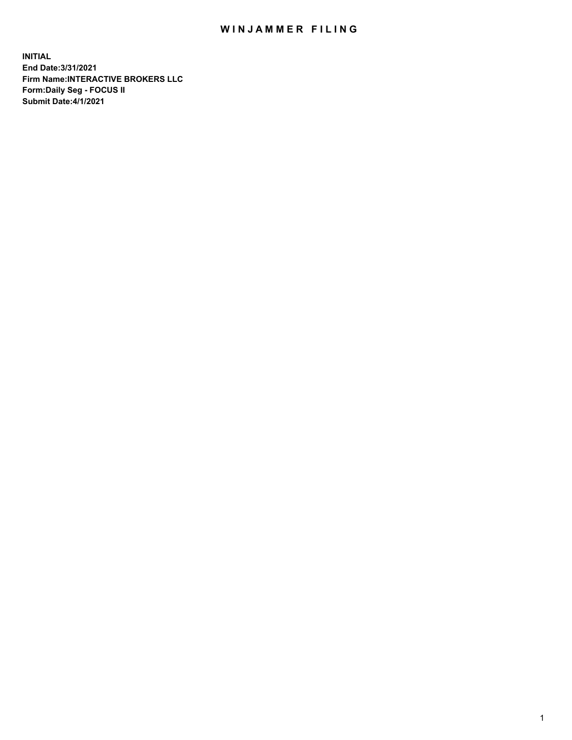# WINJAMMER FILING

**INITIAL**
**End Date:3/31/2021**
**Firm Name:INTERACTIVE BROKERS LLC**
**Form:Daily Seg - FOCUS II**
**Submit Date:4/1/2021**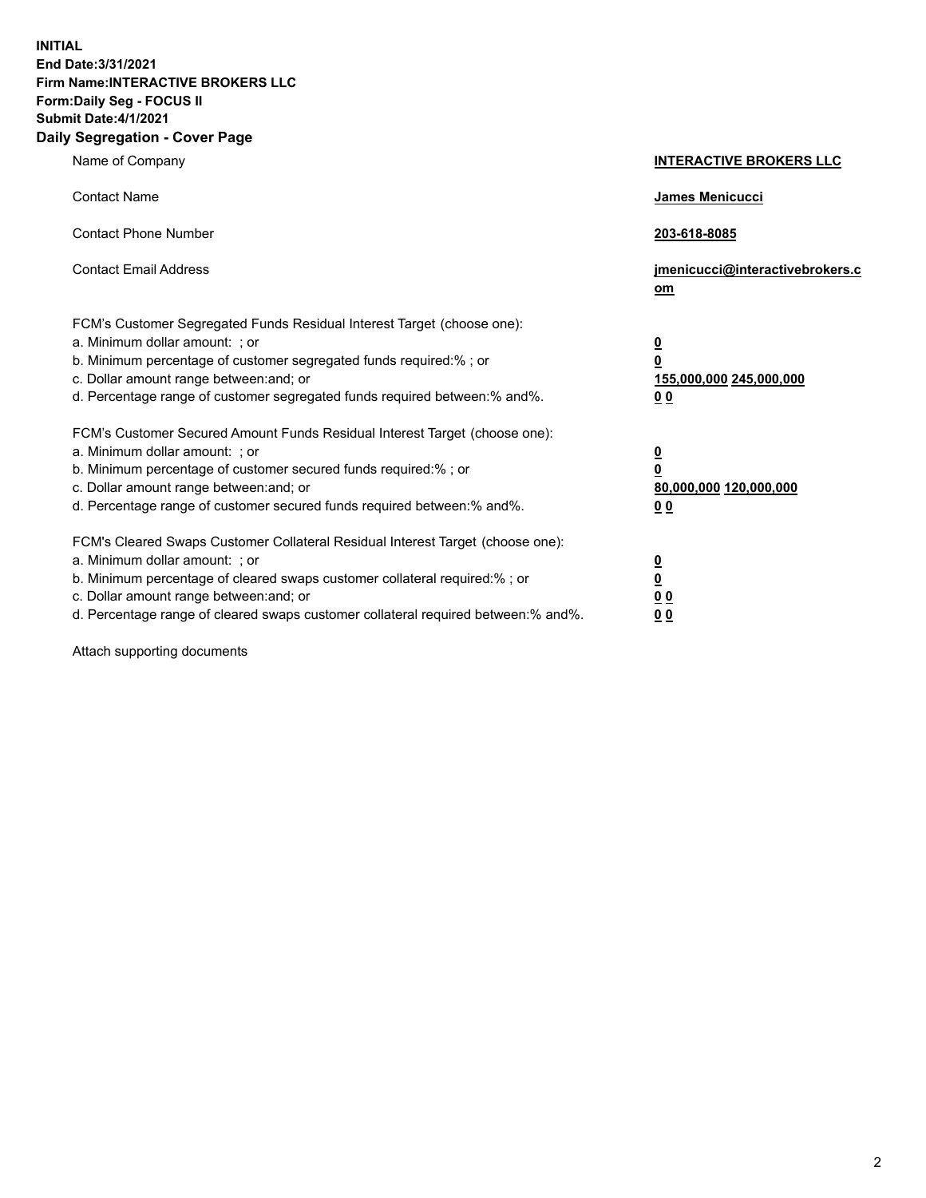**INITIAL**
**End Date:3/31/2021**
**Firm Name:INTERACTIVE BROKERS LLC**
**Form:Daily Seg - FOCUS II**
**Submit Date:4/1/2021**

## Daily Segregation - Cover Page

| | |
|---|---|
| Name of Company | **INTERACTIVE BROKERS LLC** |
| Contact Name | **James Menicucci** |
| Contact Phone Number | **203-618-8085** |
| Contact Email Address | **jmenicucci@interactivebrokers.com** |

| | |
|---|---|
| FCM's Customer Segregated Funds Residual Interest Target (choose one): | |
| a. Minimum dollar amount: ; or | **0** |
| b. Minimum percentage of customer segregated funds required:% ; or | **0** |
| c. Dollar amount range between:and; or | **155,000,000 245,000,000** |
| d. Percentage range of customer segregated funds required between:% and%. | **0 0** |
| FCM's Customer Secured Amount Funds Residual Interest Target (choose one): | |
| a. Minimum dollar amount: ; or | **0** |
| b. Minimum percentage of customer secured funds required:% ; or | **0** |
| c. Dollar amount range between:and; or | **80,000,000 120,000,000** |
| d. Percentage range of customer secured funds required between:% and%. | **0 0** |
| FCM's Cleared Swaps Customer Collateral Residual Interest Target (choose one): | |
| a. Minimum dollar amount: ; or | **0** |
| b. Minimum percentage of cleared swaps customer collateral required:% ; or | **0** |
| c. Dollar amount range between:and; or | **0 0** |
| d. Percentage range of cleared swaps customer collateral required between:% and%. | **0 0** |

Attach supporting documents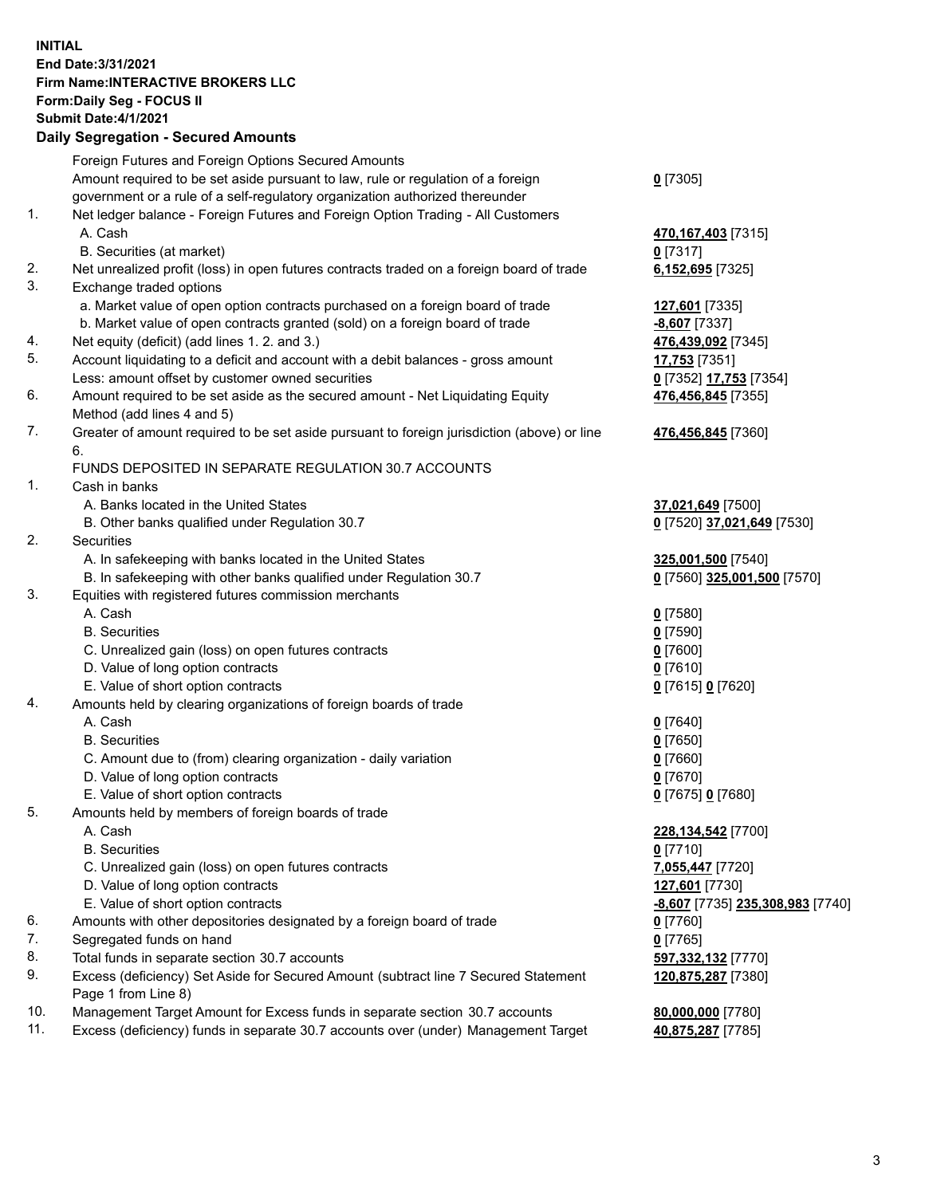**INITIAL**
**End Date:3/31/2021**
**Firm Name:INTERACTIVE BROKERS LLC**
**Form:Daily Seg - FOCUS II**
**Submit Date:4/1/2021**
**Daily Segregation - Secured Amounts**

| | | |
|---|---|---|
| | Foreign Futures and Foreign Options Secured Amounts | |
| | Amount required to be set aside pursuant to law, rule or regulation of a foreign government or a rule of a self-regulatory organization authorized thereunder | **0** [7305] |
| 1. | Net ledger balance - Foreign Futures and Foreign Option Trading - All Customers | |
| | A. Cash | **470,167,403** [7315] |
| | B. Securities (at market) | **0** [7317] |
| 2. | Net unrealized profit (loss) in open futures contracts traded on a foreign board of trade | **6,152,695** [7325] |
| 3. | Exchange traded options | |
| | a. Market value of open option contracts purchased on a foreign board of trade | **127,601** [7335] |
| | b. Market value of open contracts granted (sold) on a foreign board of trade | **-8,607** [7337] |
| 4. | Net equity (deficit) (add lines 1. 2. and 3.) | **476,439,092** [7345] |
| 5. | Account liquidating to a deficit and account with a debit balances - gross amount | **17,753** [7351] |
| | Less: amount offset by customer owned securities | **0** [7352] **17,753** [7354] |
| 6. | Amount required to be set aside as the secured amount - Net Liquidating Equity Method (add lines 4 and 5) | **476,456,845** [7355] |
| 7. | Greater of amount required to be set aside pursuant to foreign jurisdiction (above) or line 6. | **476,456,845** [7360] |
| | FUNDS DEPOSITED IN SEPARATE REGULATION 30.7 ACCOUNTS | |
| 1. | Cash in banks | |
| | A. Banks located in the United States | **37,021,649** [7500] |
| | B. Other banks qualified under Regulation 30.7 | **0** [7520] **37,021,649** [7530] |
| 2. | Securities | |
| | A. In safekeeping with banks located in the United States | **325,001,500** [7540] |
| | B. In safekeeping with other banks qualified under Regulation 30.7 | **0** [7560] **325,001,500** [7570] |
| 3. | Equities with registered futures commission merchants | |
| | A. Cash | **0** [7580] |
| | B. Securities | **0** [7590] |
| | C. Unrealized gain (loss) on open futures contracts | **0** [7600] |
| | D. Value of long option contracts | **0** [7610] |
| | E. Value of short option contracts | **0** [7615] **0** [7620] |
| 4. | Amounts held by clearing organizations of foreign boards of trade | |
| | A. Cash | **0** [7640] |
| | B. Securities | **0** [7650] |
| | C. Amount due to (from) clearing organization - daily variation | **0** [7660] |
| | D. Value of long option contracts | **0** [7670] |
| | E. Value of short option contracts | **0** [7675] **0** [7680] |
| 5. | Amounts held by members of foreign boards of trade | |
| | A. Cash | **228,134,542** [7700] |
| | B. Securities | **0** [7710] |
| | C. Unrealized gain (loss) on open futures contracts | **7,055,447** [7720] |
| | D. Value of long option contracts | **127,601** [7730] |
| | E. Value of short option contracts | **-8,607** [7735] **235,308,983** [7740] |
| 6. | Amounts with other depositories designated by a foreign board of trade | **0** [7760] |
| 7. | Segregated funds on hand | **0** [7765] |
| 8. | Total funds in separate section 30.7 accounts | **597,332,132** [7770] |
| 9. | Excess (deficiency) Set Aside for Secured Amount (subtract line 7 Secured Statement Page 1 from Line 8) | **120,875,287** [7380] |
| 10. | Management Target Amount for Excess funds in separate section 30.7 accounts | **80,000,000** [7780] |
| 11. | Excess (deficiency) funds in separate 30.7 accounts over (under) Management Target | **40,875,287** [7785] |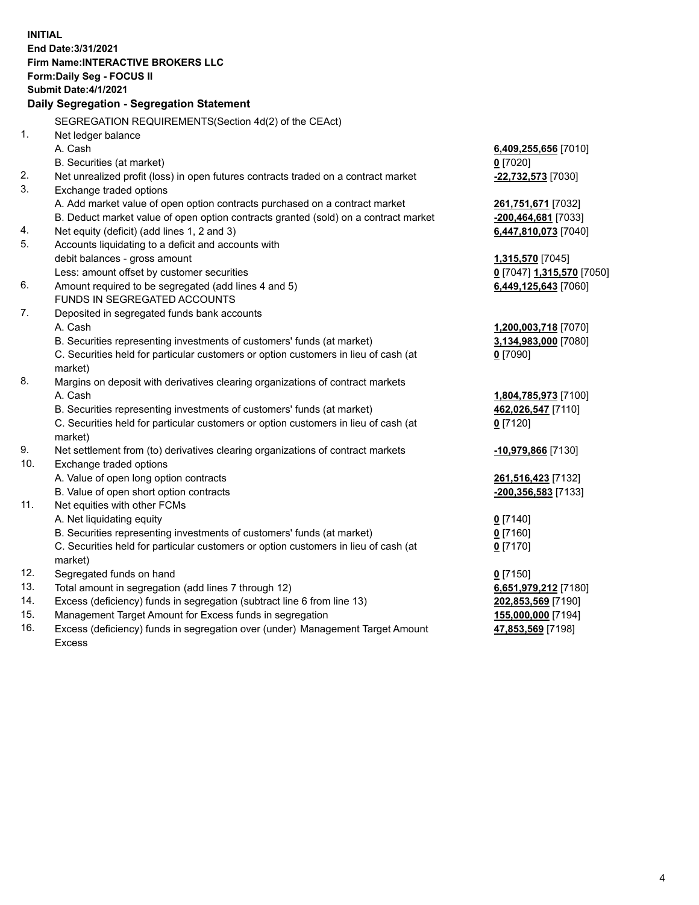**INITIAL**
**End Date:3/31/2021**
**Firm Name:INTERACTIVE BROKERS LLC**
**Form:Daily Seg - FOCUS II**
**Submit Date:4/1/2021**

**Daily Segregation - Segregation Statement**

SEGREGATION REQUIREMENTS(Section 4d(2) of the CEAct)

| | | |
|---|---|---|
| 1. | Net ledger balance | |
| | A. Cash | **6,409,255,656** [7010] |
| | B. Securities (at market) | **0** [7020] |
| 2. | Net unrealized profit (loss) in open futures contracts traded on a contract market | **-22,732,573** [7030] |
| 3. | Exchange traded options | |
| | A. Add market value of open option contracts purchased on a contract market | **261,751,671** [7032] |
| | B. Deduct market value of open option contracts granted (sold) on a contract market | **-200,464,681** [7033] |
| 4. | Net equity (deficit) (add lines 1, 2 and 3) | **6,447,810,073** [7040] |
| 5. | Accounts liquidating to a deficit and accounts with | |
| | debit balances - gross amount | **1,315,570** [7045] |
| | Less: amount offset by customer securities | **0** [7047] **1,315,570** [7050] |
| 6. | Amount required to be segregated (add lines 4 and 5) | **6,449,125,643** [7060] |
| | FUNDS IN SEGREGATED ACCOUNTS | |
| 7. | Deposited in segregated funds bank accounts | |
| | A. Cash | **1,200,003,718** [7070] |
| | B. Securities representing investments of customers' funds (at market) | **3,134,983,000** [7080] |
| | C. Securities held for particular customers or option customers in lieu of cash (at market) | **0** [7090] |
| 8. | Margins on deposit with derivatives clearing organizations of contract markets | |
| | A. Cash | **1,804,785,973** [7100] |
| | B. Securities representing investments of customers' funds (at market) | **462,026,547** [7110] |
| | C. Securities held for particular customers or option customers in lieu of cash (at market) | **0** [7120] |
| 9. | Net settlement from (to) derivatives clearing organizations of contract markets | **-10,979,866** [7130] |
| 10. | Exchange traded options | |
| | A. Value of open long option contracts | **261,516,423** [7132] |
| | B. Value of open short option contracts | **-200,356,583** [7133] |
| 11. | Net equities with other FCMs | |
| | A. Net liquidating equity | **0** [7140] |
| | B. Securities representing investments of customers' funds (at market) | **0** [7160] |
| | C. Securities held for particular customers or option customers in lieu of cash (at market) | **0** [7170] |
| 12. | Segregated funds on hand | **0** [7150] |
| 13. | Total amount in segregation (add lines 7 through 12) | **6,651,979,212** [7180] |
| 14. | Excess (deficiency) funds in segregation (subtract line 6 from line 13) | **202,853,569** [7190] |
| 15. | Management Target Amount for Excess funds in segregation | **155,000,000** [7194] |
| 16. | Excess (deficiency) funds in segregation over (under) Management Target Amount Excess | **47,853,569** [7198] |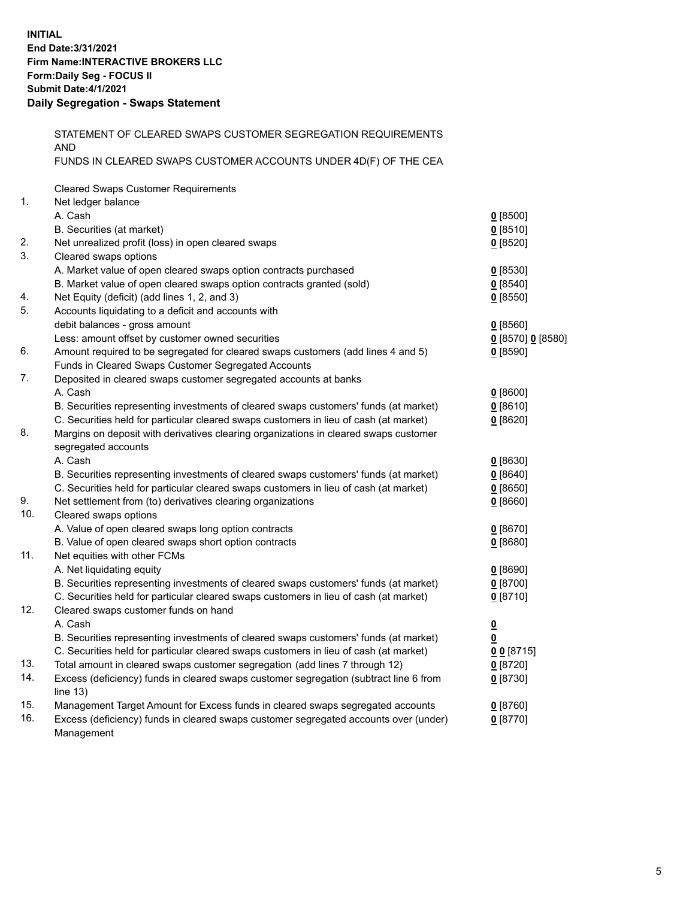**INITIAL**
**End Date:3/31/2021**
**Firm Name:INTERACTIVE BROKERS LLC**
**Form:Daily Seg - FOCUS II**
**Submit Date:4/1/2021**
**Daily Segregation - Swaps Statement**

STATEMENT OF CLEARED SWAPS CUSTOMER SEGREGATION REQUIREMENTS AND FUNDS IN CLEARED SWAPS CUSTOMER ACCOUNTS UNDER 4D(F) OF THE CEA

| | | |
|---|---|---|
| | Cleared Swaps Customer Requirements | |
| 1. | Net ledger balance | |
| | A. Cash | 0 [8500] |
| | B. Securities (at market) | 0 [8510] |
| 2. | Net unrealized profit (loss) in open cleared swaps | 0 [8520] |
| 3. | Cleared swaps options | |
| | A. Market value of open cleared swaps option contracts purchased | 0 [8530] |
| | B. Market value of open cleared swaps option contracts granted (sold) | 0 [8540] |
| 4. | Net Equity (deficit) (add lines 1, 2, and 3) | 0 [8550] |
| 5. | Accounts liquidating to a deficit and accounts with debit balances - gross amount | 0 [8560] |
| | Less: amount offset by customer owned securities | 0 [8570] 0 [8580] |
| 6. | Amount required to be segregated for cleared swaps customers (add lines 4 and 5) | 0 [8590] |
| | Funds in Cleared Swaps Customer Segregated Accounts | |
| 7. | Deposited in cleared swaps customer segregated accounts at banks | |
| | A. Cash | 0 [8600] |
| | B. Securities representing investments of cleared swaps customers' funds (at market) | 0 [8610] |
| | C. Securities held for particular cleared swaps customers in lieu of cash (at market) | 0 [8620] |
| 8. | Margins on deposit with derivatives clearing organizations in cleared swaps customer segregated accounts | |
| | A. Cash | 0 [8630] |
| | B. Securities representing investments of cleared swaps customers' funds (at market) | 0 [8640] |
| | C. Securities held for particular cleared swaps customers in lieu of cash (at market) | 0 [8650] |
| 9. | Net settlement from (to) derivatives clearing organizations | 0 [8660] |
| 10. | Cleared swaps options | |
| | A. Value of open cleared swaps long option contracts | 0 [8670] |
| | B. Value of open cleared swaps short option contracts | 0 [8680] |
| 11. | Net equities with other FCMs | |
| | A. Net liquidating equity | 0 [8690] |
| | B. Securities representing investments of cleared swaps customers' funds (at market) | 0 [8700] |
| | C. Securities held for particular cleared swaps customers in lieu of cash (at market) | 0 [8710] |
| 12. | Cleared swaps customer funds on hand | |
| | A. Cash | 0 |
| | B. Securities representing investments of cleared swaps customers' funds (at market) | 0 |
| | C. Securities held for particular cleared swaps customers in lieu of cash (at market) | 0 0 [8715] |
| 13. | Total amount in cleared swaps customer segregation (add lines 7 through 12) | 0 [8720] |
| 14. | Excess (deficiency) funds in cleared swaps customer segregation (subtract line 6 from line 13) | 0 [8730] |
| 15. | Management Target Amount for Excess funds in cleared swaps segregated accounts | 0 [8760] |
| 16. | Excess (deficiency) funds in cleared swaps customer segregated accounts over (under) Management | 0 [8770] |